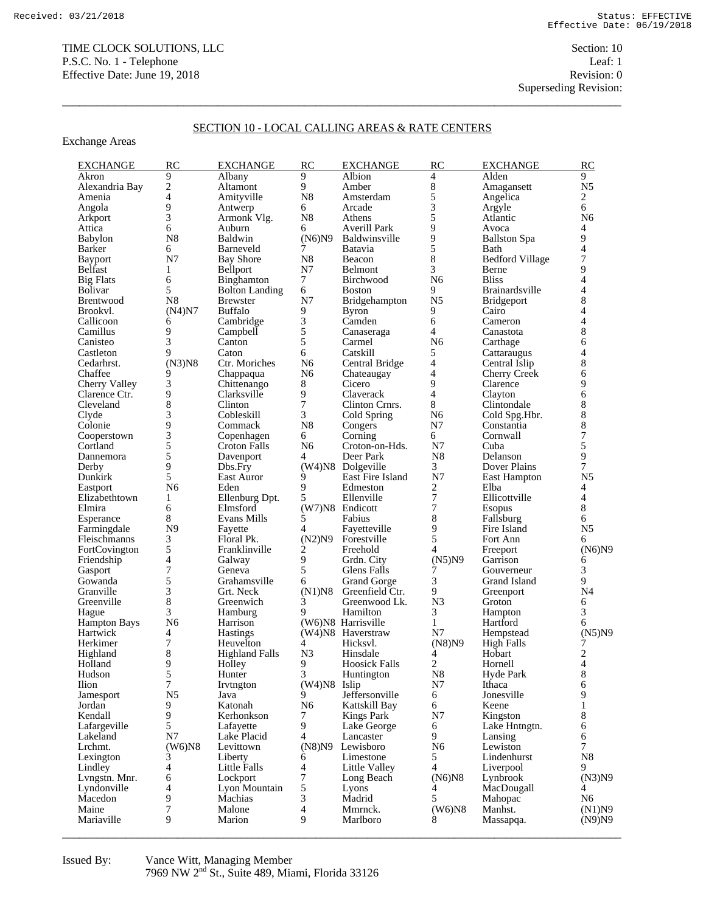TIME CLOCK SOLUTIONS, LLC
P.S.C. No. 1 - Telephone
Effective Date: June 19, 2018

Section: 10
Leaf: 1
Revision: 0
Superseding Revision:

## SECTION 10 - LOCAL CALLING AREAS & RATE CENTERS

Exchange Areas

| EXCHANGE | RC | EXCHANGE | RC | EXCHANGE | RC | EXCHANGE | RC |
|---|---|---|---|---|---|---|---|
| Akron | 9 | Albany | 9 | Albion | 4 | Alden | 9 |
| Alexandria Bay | 2 | Altamont | 9 | Amber | 8 | Amagansett | N5 |
| Amenia | 4 | Amityville | N8 | Amsterdam | 5 | Angelica | 2 |
| Angola | 9 | Antwerp | 6 | Arcade | 3 | Argyle | 6 |
| Arkport | 3 | Armonk Vlg. | N8 | Athens | 5 | Atlantic | N6 |
| Attica | 6 | Auburn | 6 | Averill Park | 9 | Avoca | 4 |
| Babylon | N8 | Baldwin | (N6)N9 | Baldwinsville | 9 | Ballston Spa | 9 |
| Barker | 6 | Barneveld | 7 | Batavia | 5 | Bath | 4 |
| Bayport | N7 | Bay Shore | N8 | Beacon | 8 | Bedford Village | 7 |
| Belfast | 1 | Bellport | N7 | Belmont | 3 | Berne | 9 |
| Big Flats | 6 | Binghamton | 7 | Birchwood | N6 | Bliss | 4 |
| Bolivar | 5 | Bolton Landing | 6 | Boston | 9 | Brainardsville | 4 |
| Brentwood | N8 | Brewster | N7 | Bridgehampton | N5 | Bridgeport | 8 |
| Brookvl. | (N4)N7 | Buffalo | 9 | Byron | 9 | Cairo | 4 |
| Callicoon | 6 | Cambridge | 3 | Camden | 6 | Cameron | 4 |
| Camillus | 9 | Campbell | 5 | Canaseraga | 4 | Canastota | 8 |
| Canisteo | 3 | Canton | 5 | Carmel | N6 | Carthage | 6 |
| Castleton | 9 | Caton | 6 | Catskill | 5 | Cattaraugus | 4 |
| Cedarhrst. | (N3)N8 | Ctr. Moriches | N6 | Central Bridge | 4 | Central Islip | 8 |
| Chaffee | 9 | Chappaqua | N6 | Chateaugay | 4 | Cherry Creek | 6 |
| Cherry Valley | 3 | Chittenango | 8 | Cicero | 9 | Clarence | 9 |
| Clarence Ctr. | 9 | Clarksville | 9 | Claverack | 4 | Clayton | 6 |
| Cleveland | 8 | Clinton | 7 | Clinton Crnrs. | 8 | Clintondale | 8 |
| Clyde | 3 | Cobleskill | 3 | Cold Spring | N6 | Cold Spg.Hbr. | 8 |
| Colonie | 9 | Commack | N8 | Congers | N7 | Constantia | 8 |
| Cooperstown | 3 | Copenhagen | 6 | Corning | 6 | Cornwall | 7 |
| Cortland | 5 | Croton Falls | N6 | Croton-on-Hds. | N7 | Cuba | 5 |
| Dannemora | 5 | Davenport | 4 | Deer Park | N8 | Delanson | 9 |
| Derby | 9 | Dbs.Fry | (W4)N8 | Dolgeville | 3 | Dover Plains | 7 |
| Dunkirk | 5 | East Auror | 9 | East Fire Island | N7 | East Hampton | N5 |
| Eastport | N6 | Eden | 9 | Edmeston | 2 | Elba | 4 |
| Elizabethtown | 1 | Ellenburg Dpt. | 5 | Ellenville | 7 | Ellicottville | 4 |
| Elmira | 6 | Elmsford | (W7)N8 | Endicott | 7 | Esopus | 8 |
| Esperance | 8 | Evans Mills | 5 | Fabius | 8 | Fallsburg | 6 |
| Farmingdale | N9 | Fayette | 4 | Fayetteville | 9 | Fire Island | N5 |
| Fleischmanns | 3 | Floral Pk. | (N2)N9 | Forestville | 5 | Fort Ann | 6 |
| FortCovington | 5 | Franklinville | 2 | Freehold | 4 | Freeport | (N6)N9 |
| Friendship | 4 | Galway | 9 | Grdn. City | (N5)N9 | Garrison | 6 |
| Gasport | 7 | Geneva | 5 | Glens Falls | 7 | Gouverneur | 3 |
| Gowanda | 5 | Grahamsville | 6 | Grand Gorge | 3 | Grand Island | 9 |
| Granville | 3 | Grt. Neck | (N1)N8 | Greenfield Ctr. | 9 | Greenport | N4 |
| Greenville | 8 | Greenwich | 3 | Greenwood Lk. | N3 | Groton | 6 |
| Hague | 3 | Hamburg | 9 | Hamilton | 3 | Hampton | 3 |
| Hampton Bays | N6 | Harrison | (W6)N8 | Harrisville | 1 | Hartford | 6 |
| Hartwick | 4 | Hastings | (W4)N8 | Haverstraw | N7 | Hempstead | (N5)N9 |
| Herkimer | 7 | Heuvelton | 4 | Hicksvl. | (N8)N9 | High Falls | 7 |
| Highland | 8 | Highland Falls | N3 | Hinsdale | 4 | Hobart | 2 |
| Holland | 9 | Holley | 9 | Hoosick Falls | 2 | Hornell | 4 |
| Hudson | 5 | Hunter | 3 | Huntington | N8 | Hyde Park | 8 |
| Ilion | 7 | Irvtngton | (W4)N8 | Islip | N7 | Ithaca | 6 |
| Jamesport | N5 | Java | 9 | Jeffersonville | 6 | Jonesville | 9 |
| Jordan | 9 | Katonah | N6 | Kattskill Bay | 6 | Keene | 1 |
| Kendall | 9 | Kerhonkson | 7 | Kings Park | N7 | Kingston | 8 |
| Lafargeville | 5 | Lafayette | 9 | Lake George | 6 | Lake Hntngtn. | 6 |
| Lakeland | N7 | Lake Placid | 4 | Lancaster | 9 | Lansing | 6 |
| Lrchmt. | (W6)N8 | Levittown | (N8)N9 | Lewisboro | N6 | Lewiston | 7 |
| Lexington | 3 | Liberty | 6 | Limestone | 5 | Lindenhurst | N8 |
| Lindley | 4 | Little Falls | 4 | Little Valley | 4 | Liverpool | 9 |
| Lvngstn. Mnr. | 6 | Lockport | 7 | Long Beach | (N6)N8 | Lynbrook | (N3)N9 |
| Lyndonville | 4 | Lyon Mountain | 5 | Lyons | 4 | MacDougall | 4 |
| Macedon | 9 | Machias | 3 | Madrid | 5 | Mahopac | N6 |
| Maine | 7 | Malone | 4 | Mmrnck. | (W6)N8 | Manhst. | (N1)N9 |
| Mariaville | 9 | Marion | 9 | Marlboro | 8 | Massapqa. | (N9)N9 |

Issued By: Vance Witt, Managing Member
7969 NW 2nd St., Suite 489, Miami, Florida 33126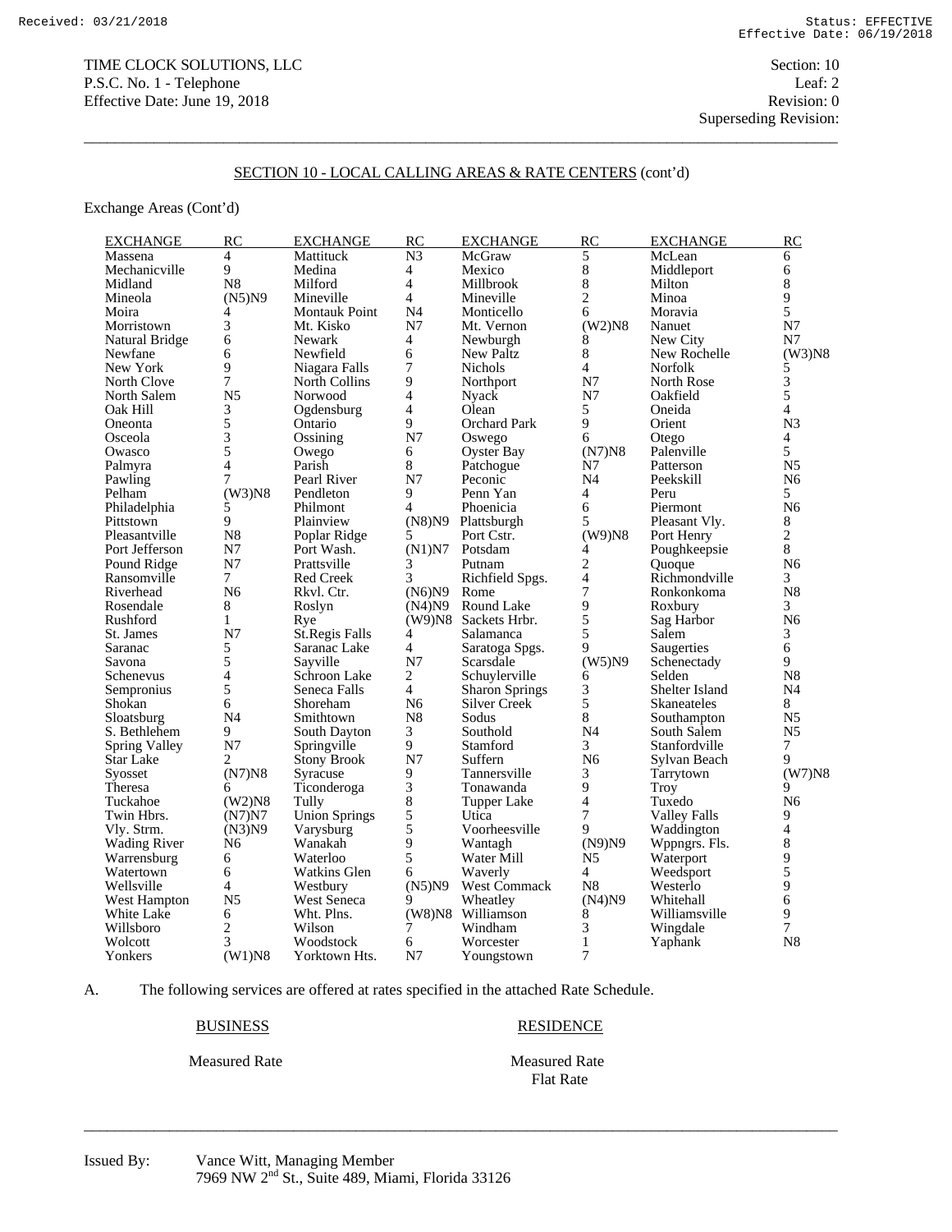TIME CLOCK SOLUTIONS, LLC
P.S.C. No. 1 - Telephone
Effective Date: June 19, 2018

Section: 10
Leaf: 2
Revision: 0
Superseding Revision:

## SECTION 10 - LOCAL CALLING AREAS & RATE CENTERS (cont'd)

Exchange Areas (Cont'd)

| EXCHANGE | RC | EXCHANGE | RC | EXCHANGE | RC | EXCHANGE | RC |
|---|---|---|---|---|---|---|---|
| Massena | 4 | Mattituck | N3 | McGraw | 5 | McLean | 6 |
| Mechanicville | 9 | Medina | 4 | Mexico | 8 | Middleport | 6 |
| Midland | N8 | Milford | 4 | Millbrook | 8 | Milton | 8 |
| Mineola | (N5)N9 | Mineville | 4 | Mineville | 2 | Minoa | 9 |
| Moira | 4 | Montauk Point | N4 | Monticello | 6 | Moravia | 5 |
| Morristown | 3 | Mt. Kisko | N7 | Mt. Vernon | (W2)N8 | Nanuet | N7 |
| Natural Bridge | 6 | Newark | 4 | Newburgh | 8 | New City | N7 |
| Newfane | 6 | Newfield | 6 | New Paltz | 8 | New Rochelle | (W3)N8 |
| New York | 9 | Niagara Falls | 7 | Nichols | 4 | Norfolk | 5 |
| North Clove | 7 | North Collins | 9 | Northport | N7 | North Rose | 3 |
| North Salem | N5 | Norwood | 4 | Nyack | N7 | Oakfield | 5 |
| Oak Hill | 3 | Ogdensburg | 4 | Olean | 5 | Oneida | 4 |
| Oneonta | 5 | Ontario | 9 | Orchard Park | 9 | Orient | N3 |
| Osceola | 3 | Ossining | N7 | Oswego | 6 | Otego | 4 |
| Owasco | 5 | Owego | 6 | Oyster Bay | (N7)N8 | Palenville | 5 |
| Palmyra | 4 | Parish | 8 | Patchogue | N7 | Patterson | N5 |
| Pawling | 7 | Pearl River | N7 | Peconic | N4 | Peekskill | N6 |
| Pelham | (W3)N8 | Pendleton | 9 | Penn Yan | 4 | Peru | 5 |
| Philadelphia | 5 | Philmont | 4 | Phoenicia | 6 | Piermont | N6 |
| Pittstown | 9 | Plainview | (N8)N9 | Plattsburgh | 5 | Pleasant Vly. | 8 |
| Pleasantville | N8 | Poplar Ridge | 5 | Port Cstr. | (W9)N8 | Port Henry | 2 |
| Port Jefferson | N7 | Port Wash. | (N1)N7 | Potsdam | 4 | Poughkeepsie | 8 |
| Pound Ridge | N7 | Prattsville | 3 | Putnam | 2 | Quoque | N6 |
| Ransomville | 7 | Red Creek | 3 | Richfield Spgs. | 4 | Richmondville | 3 |
| Riverhead | N6 | Rkvl. Ctr. | (N6)N9 | Rome | 7 | Ronkonkoma | N8 |
| Rosendale | 8 | Roslyn | (N4)N9 | Round Lake | 9 | Roxbury | 3 |
| Rushford | 1 | Rye | (W9)N8 | Sackets Hrbr. | 5 | Sag Harbor | N6 |
| St. James | N7 | St.Regis Falls | 4 | Salamanca | 5 | Salem | 3 |
| Saranac | 5 | Saranac Lake | 4 | Saratoga Spgs. | 9 | Saugerties | 6 |
| Savona | 5 | Sayville | N7 | Scarsdale | (W5)N9 | Schenectady | 9 |
| Schenevus | 4 | Schroon Lake | 2 | Schuylerville | 6 | Selden | N8 |
| Sempronius | 5 | Seneca Falls | 4 | Sharon Springs | 3 | Shelter Island | N4 |
| Shokan | 6 | Shoreham | N6 | Silver Creek | 5 | Skaneateles | 8 |
| Sloatsburg | N4 | Smithtown | N8 | Sodus | 8 | Southampton | N5 |
| S. Bethlehem | 9 | South Dayton | 3 | Southold | N4 | South Salem | N5 |
| Spring Valley | N7 | Springville | 9 | Stamford | 3 | Stanfordville | 7 |
| Star Lake | 2 | Stony Brook | N7 | Suffern | N6 | Sylvan Beach | 9 |
| Syosset | (N7)N8 | Syracuse | 9 | Tannersville | 3 | Tarrytown | (W7)N8 |
| Theresa | 6 | Ticonderoga | 3 | Tonawanda | 9 | Troy | 9 |
| Tuckahoe | (W2)N8 | Tully | 8 | Tupper Lake | 4 | Tuxedo | N6 |
| Twin Hbrs. | (N7)N7 | Union Springs | 5 | Utica | 7 | Valley Falls | 9 |
| Vly. Strm. | (N3)N9 | Varysburg | 5 | Voorheesville | 9 | Waddington | 4 |
| Wading River | N6 | Wanakah | 9 | Wantagh | (N9)N9 | Wppngrs. Fls. | 8 |
| Warrensburg | 6 | Waterloo | 5 | Water Mill | N5 | Waterport | 9 |
| Watertown | 6 | Watkins Glen | 6 | Waverly | 4 | Weedsport | 5 |
| Wellsville | 4 | Westbury | (N5)N9 | West Commack | N8 | Westerlo | 9 |
| West Hampton | N5 | West Seneca | 9 | Wheatley | (N4)N9 | Whitehall | 6 |
| White Lake | 6 | Wht. Plns. | (W8)N8 | Williamson | 8 | Williamsville | 9 |
| Willsboro | 2 | Wilson | 7 | Windham | 3 | Wingdale | 7 |
| Wolcott | 3 | Woodstock | 6 | Worcester | 1 | Yaphank | N8 |
| Yonkers | (W1)N8 | Yorktown Hts. | N7 | Youngstown | 7 | | |

A. The following services are offered at rates specified in the attached Rate Schedule.

| BUSINESS | RESIDENCE |
|---|---|
| Measured Rate | Measured Rate |
| | Flat Rate |

Issued By: Vance Witt, Managing Member
7969 NW 2nd St., Suite 489, Miami, Florida 33126